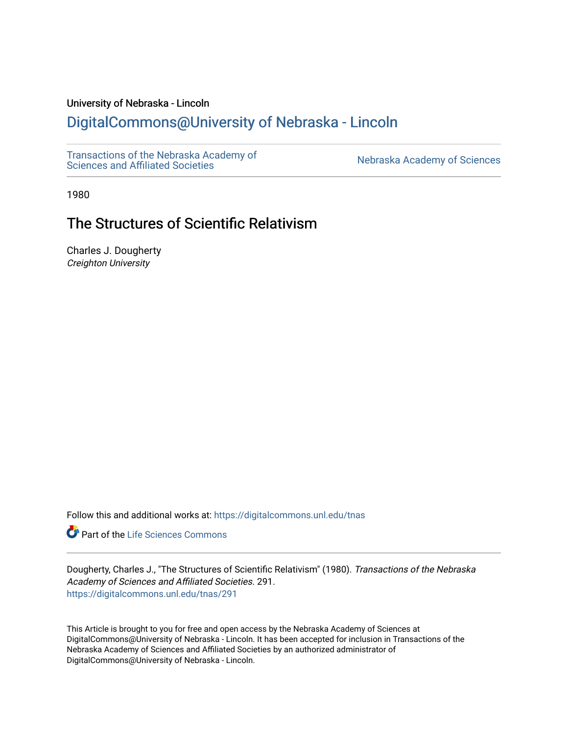University of Nebraska - Lincoln

DigitalCommons@University of Nebraska - Lincoln

Transactions of the Nebraska Academy of Sciences and Affiliated Societies

Nebraska Academy of Sciences

1980

# The Structures of Scientific Relativism

Charles J. Dougherty
*Creighton University*

Follow this and additional works at: https://digitalcommons.unl.edu/tnas

Part of the Life Sciences Commons

Dougherty, Charles J., "The Structures of Scientific Relativism" (1980). *Transactions of the Nebraska Academy of Sciences and Affiliated Societies*. 291.
https://digitalcommons.unl.edu/tnas/291

This Article is brought to you for free and open access by the Nebraska Academy of Sciences at DigitalCommons@University of Nebraska - Lincoln. It has been accepted for inclusion in Transactions of the Nebraska Academy of Sciences and Affiliated Societies by an authorized administrator of DigitalCommons@University of Nebraska - Lincoln.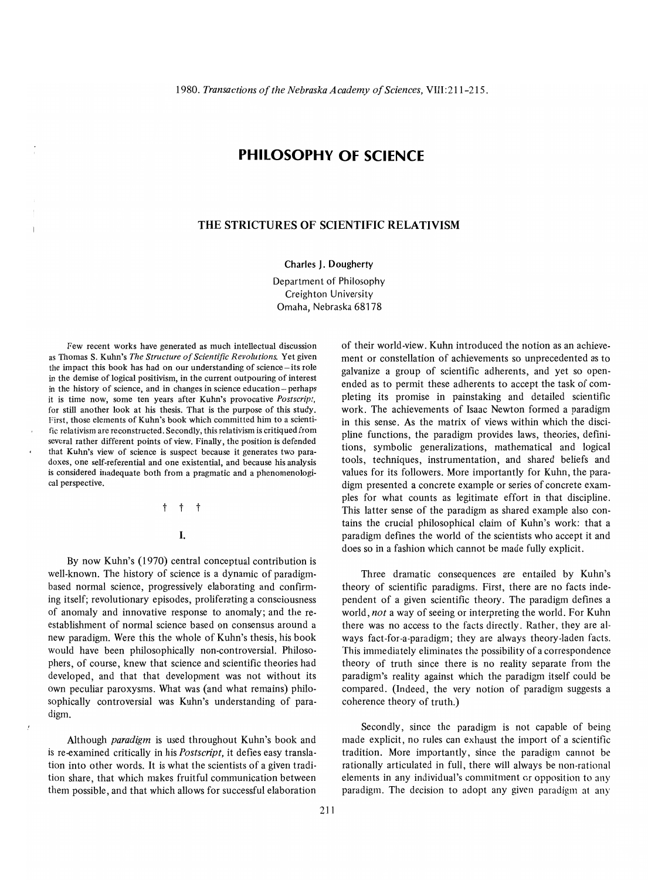# PHILOSOPHY OF SCIENCE

## THE STRICTURES OF SCIENTIFIC RELATIVISM

**Charles J. Dougherty**

Department of Philosophy
Creighton University
Omaha, Nebraska 68178

Few recent works have generated as much intellectual discussion as Thomas S. Kuhn's *The Structure of Scientific Revolutions.* Yet given the impact this book has had on our understanding of science—its role in the demise of logical positivism, in the current outpouring of interest in the history of science, and in changes in science education—perhaps it is time now, some ten years after Kuhn's provocative *Postscript,* for still another look at his thesis. That is the purpose of this study. First, those elements of Kuhn's book which committed him to a scientific relativism are reconstructed. Secondly, this relativism is critiqued from several rather different points of view. Finally, the position is defended that Kuhn's view of science is suspect because it generates two paradoxes, one self-referential and one existential, and because his analysis is considered inadequate both from a pragmatic and a phenomenological perspective.

† † †

## I.

By now Kuhn's (1970) central conceptual contribution is well-known. The history of science is a dynamic of paradigm-based normal science, progressively elaborating and confirming itself; revolutionary episodes, proliferating a consciousness of anomaly and innovative response to anomaly; and the re-establishment of normal science based on consensus around a new paradigm. Were this the whole of Kuhn's thesis, his book would have been philosophically non-controversial. Philosophers, of course, knew that science and scientific theories had developed, and that that development was not without its own peculiar paroxysms. What was (and what remains) philosophically controversial was Kuhn's understanding of paradigm.

Although *paradigm* is used throughout Kuhn's book and is re-examined critically in his *Postscript,* it defies easy translation into other words. It is what the scientists of a given tradition share, that which makes fruitful communication between them possible, and that which allows for successful elaboration of their world-view. Kuhn introduced the notion as an achievement or constellation of achievements so unprecedented as to galvanize a group of scientific adherents, and yet so open-ended as to permit these adherents to accept the task of completing its promise in painstaking and detailed scientific work. The achievements of Isaac Newton formed a paradigm in this sense. As the matrix of views within which the discipline functions, the paradigm provides laws, theories, definitions, symbolic generalizations, mathematical and logical tools, techniques, instrumentation, and shared beliefs and values for its followers. More importantly for Kuhn, the paradigm presented a concrete example or series of concrete examples for what counts as legitimate effort in that discipline. This latter sense of the paradigm as shared example also contains the crucial philosophical claim of Kuhn's work: that a paradigm defines the world of the scientists who accept it and does so in a fashion which cannot be made fully explicit.

Three dramatic consequences are entailed by Kuhn's theory of scientific paradigms. First, there are no facts independent of a given scientific theory. The paradigm defines a world, *not* a way of seeing or interpreting the world. For Kuhn there was no access to the facts directly. Rather, they are always fact-for-a-paradigm; they are always theory-laden facts. This immediately eliminates the possibility of a correspondence theory of truth since there is no reality separate from the paradigm's reality against which the paradigm itself could be compared. (Indeed, the very notion of paradigm suggests a coherence theory of truth.)

Secondly, since the paradigm is not capable of being made explicit, no rules can exhaust the import of a scientific tradition. More importantly, since the paradigm cannot be rationally articulated in full, there will always be non-rational elements in any individual's commitment or opposition to any paradigm. The decision to adopt any given paradigm at any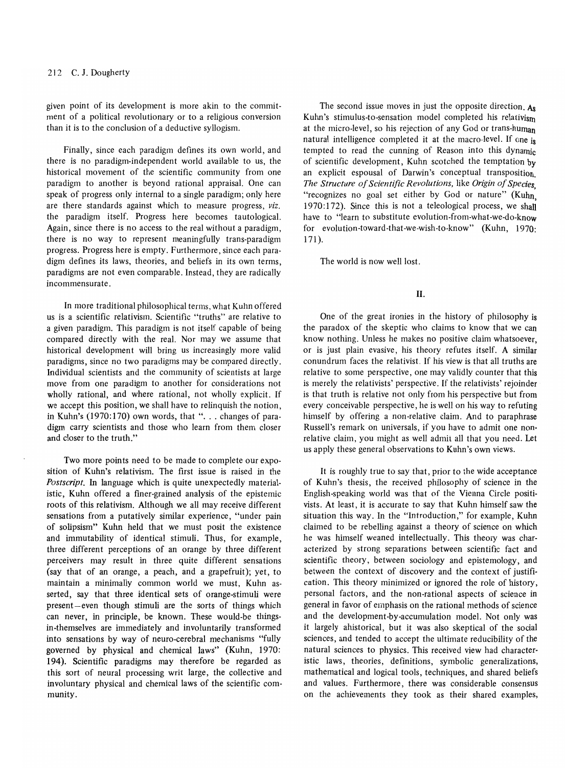given point of its development is more akin to the commitment of a political revolutionary or to a religious conversion than it is to the conclusion of a deductive syllogism.

Finally, since each paradigm defines its own world, and there is no paradigm-independent world available to us, the historical movement of the scientific community from one paradigm to another is beyond rational appraisal. One can speak of progress only internal to a single paradigm; only here are there standards against which to measure progress, *viz.* the paradigm itself. Progress here becomes tautological. Again, since there is no access to the real without a paradigm, there is no way to represent meaningfully trans-paradigm progress. Progress here is empty. Furthermore, since each paradigm defines its laws, theories, and beliefs in its own terms, paradigms are not even comparable. Instead, they are radically incommensurate.

In more traditional philosophical terms, what Kuhn offered us is a scientific relativism. Scientific "truths" are relative to a given paradigm. This paradigm is not itself capable of being compared directly with the real. Nor may we assume that historical development will bring us increasingly more valid paradigms, since no two paradigms may be compared directly. Individual scientists and the community of scientists at large move from one paradigm to another for considerations not wholly rational, and where rational, not wholly explicit. If we accept this position, we shall have to relinquish the notion, in Kuhn's (1970:170) own words, that ". . . changes of paradigm carry scientists and those who learn from them closer and closer to the truth."

Two more points need to be made to complete our exposition of Kuhn's relativism. The first issue is raised in the *Postscript.* In language which is quite unexpectedly materialistic, Kuhn offered a finer-grained analysis of the epistemic roots of this relativism. Although we all may receive different sensations from a putatively similar experience, "under pain of solipsism" Kuhn held that we must posit the existence and immutability of identical stimuli. Thus, for example, three different perceptions of an orange by three different perceivers may result in three quite different sensations (say that of an orange, a peach, and a grapefruit); yet, to maintain a minimally common world we must, Kuhn asserted, say that three identical sets of orange-stimuli were present—even though stimuli are the sorts of things which can never, in principle, be known. These would-be things-in-themselves are immediately and involuntarily transformed into sensations by way of neuro-cerebral mechanisms "fully governed by physical and chemical laws" (Kuhn, 1970: 194). Scientific paradigms may therefore be regarded as this sort of neural processing writ large, the collective and involuntary physical and chemical laws of the scientific community.

The second issue moves in just the opposite direction. As Kuhn's stimulus-to-sensation model completed his relativism at the micro-level, so his rejection of any God or trans-human natural intelligence completed it at the macro-level. If one is tempted to read the cunning of Reason into this dynamic of scientific development, Kuhn scotched the temptation by an explicit espousal of Darwin's conceptual transposition. *The Structure of Scientific Revolutions,* like *Origin of Species,* "recognizes no goal set either by God or nature" (Kuhn, 1970:172). Since this is not a teleological process, we shall have to "learn to substitute evolution-from-what-we-do-know for evolution-toward-that-we-wish-to-know" (Kuhn, 1970: 171).

The world is now well lost.

## II.

One of the great ironies in the history of philosophy is the paradox of the skeptic who claims to know that we can know nothing. Unless he makes no positive claim whatsoever, or is just plain evasive, his theory refutes itself. A similar conundrum faces the relativist. If his view is that all truths are relative to some perspective, one may validly counter that this is merely the relativists' perspective. If the relativists' rejoinder is that truth is relative not only from his perspective but from every conceivable perspective, he is well on his way to refuting himself by offering a non-relative claim. And to paraphrase Russell's remark on universals, if you have to admit one non-relative claim, you might as well admit all that you need. Let us apply these general observations to Kuhn's own views.

It is roughly true to say that, prior to the wide acceptance of Kuhn's thesis, the received philosophy of science in the English-speaking world was that of the Vienna Circle positivists. At least, it is accurate to say that Kuhn himself saw the situation this way. In the "Introduction," for example, Kuhn claimed to be rebelling against a theory of science on which he was himself weaned intellectually. This theory was characterized by strong separations between scientific fact and scientific theory, between sociology and epistemology, and between the context of discovery and the context of justification. This theory minimized or ignored the role of history, personal factors, and the non-rational aspects of science in general in favor of emphasis on the rational methods of science and the development-by-accumulation model. Not only was it largely ahistorical, but it was also skeptical of the social sciences, and tended to accept the ultimate reducibility of the natural sciences to physics. This received view had characteristic laws, theories, definitions, symbolic generalizations, mathematical and logical tools, techniques, and shared beliefs and values. Furthermore, there was considerable consensus on the achievements they took as their shared examples,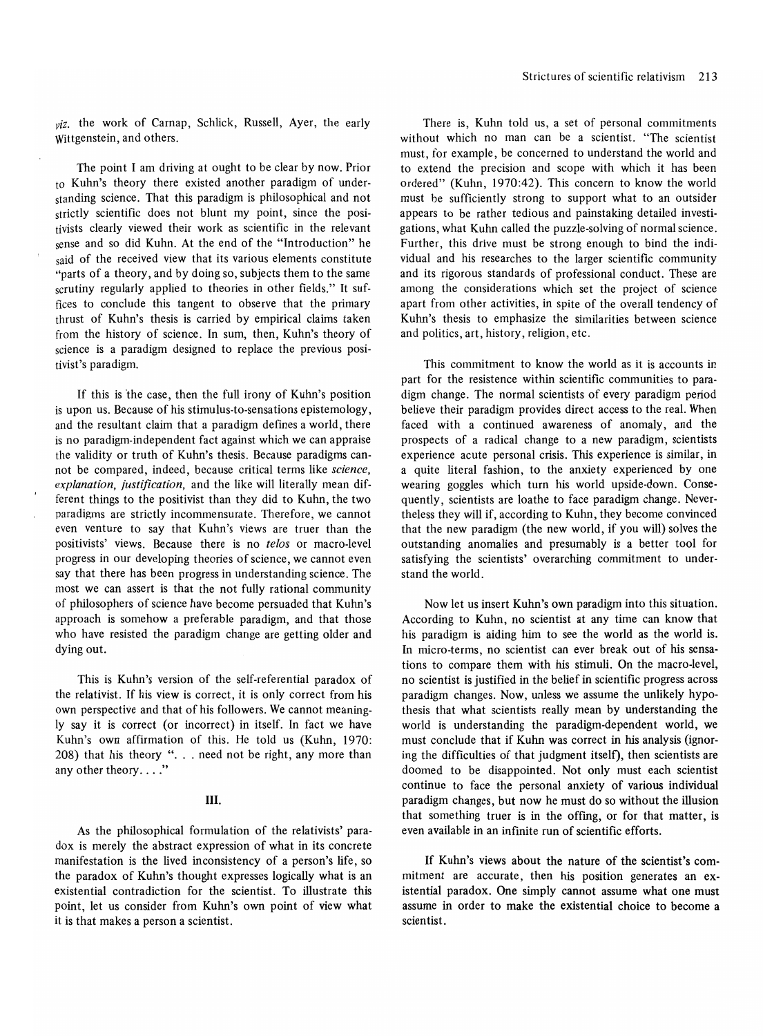*viz.* the work of Carnap, Schlick, Russell, Ayer, the early Wittgenstein, and others.

The point I am driving at ought to be clear by now. Prior to Kuhn's theory there existed another paradigm of understanding science. That this paradigm is philosophical and not strictly scientific does not blunt my point, since the positivists clearly viewed their work as scientific in the relevant sense and so did Kuhn. At the end of the "Introduction" he said of the received view that its various elements constitute "parts of a theory, and by doing so, subjects them to the same scrutiny regularly applied to theories in other fields." It suffices to conclude this tangent to observe that the primary thrust of Kuhn's thesis is carried by empirical claims taken from the history of science. In sum, then, Kuhn's theory of science is a paradigm designed to replace the previous positivist's paradigm.

If this is the case, then the full irony of Kuhn's position is upon us. Because of his stimulus-to-sensations epistemology, and the resultant claim that a paradigm defines a world, there is no paradigm-independent fact against which we can appraise the validity or truth of Kuhn's thesis. Because paradigms cannot be compared, indeed, because critical terms like *science, explanation, justification,* and the like will literally mean different things to the positivist than they did to Kuhn, the two paradigms are strictly incommensurate. Therefore, we cannot even venture to say that Kuhn's views are truer than the positivists' views. Because there is no *telos* or macro-level progress in our developing theories of science, we cannot even say that there has been progress in understanding science. The most we can assert is that the not fully rational community of philosophers of science have become persuaded that Kuhn's approach is somehow a preferable paradigm, and that those who have resisted the paradigm change are getting older and dying out.

This is Kuhn's version of the self-referential paradox of the relativist. If his view is correct, it is only correct from his own perspective and that of his followers. We cannot meaningly say it is correct (or incorrect) in itself. In fact we have Kuhn's own affirmation of this. He told us (Kuhn, 1970: 208) that his theory ". . . need not be right, any more than any other theory. . . ."

## III.

As the philosophical formulation of the relativists' paradox is merely the abstract expression of what in its concrete manifestation is the lived inconsistency of a person's life, so the paradox of Kuhn's thought expresses logically what is an existential contradiction for the scientist. To illustrate this point, let us consider from Kuhn's own point of view what it is that makes a person a scientist.

There is, Kuhn told us, a set of personal commitments without which no man can be a scientist. "The scientist must, for example, be concerned to understand the world and to extend the precision and scope with which it has been ordered" (Kuhn, 1970:42). This concern to know the world must be sufficiently strong to support what to an outsider appears to be rather tedious and painstaking detailed investigations, what Kuhn called the puzzle-solving of normal science. Further, this drive must be strong enough to bind the individual and his researches to the larger scientific community and its rigorous standards of professional conduct. These are among the considerations which set the project of science apart from other activities, in spite of the overall tendency of Kuhn's thesis to emphasize the similarities between science and politics, art, history, religion, etc.

This commitment to know the world as it is accounts in part for the resistence within scientific communities to paradigm change. The normal scientists of every paradigm period believe their paradigm provides direct access to the real. When faced with a continued awareness of anomaly, and the prospects of a radical change to a new paradigm, scientists experience acute personal crisis. This experience is similar, in a quite literal fashion, to the anxiety experienced by one wearing goggles which turn his world upside-down. Consequently, scientists are loathe to face paradigm change. Nevertheless they will if, according to Kuhn, they become convinced that the new paradigm (the new world, if you will) solves the outstanding anomalies and presumably is a better tool for satisfying the scientists' overarching commitment to understand the world.

Now let us insert Kuhn's own paradigm into this situation. According to Kuhn, no scientist at any time can know that his paradigm is aiding him to see the world as the world is. In micro-terms, no scientist can ever break out of his sensations to compare them with his stimuli. On the macro-level, no scientist is justified in the belief in scientific progress across paradigm changes. Now, unless we assume the unlikely hypothesis that what scientists really mean by understanding the world is understanding the paradigm-dependent world, we must conclude that if Kuhn was correct in his analysis (ignoring the difficulties of that judgment itself), then scientists are doomed to be disappointed. Not only must each scientist continue to face the personal anxiety of various individual paradigm changes, but now he must do so without the illusion that something truer is in the offing, or for that matter, is even available in an infinite run of scientific efforts.

If Kuhn's views about the nature of the scientist's commitment are accurate, then his position generates an existential paradox. One simply cannot assume what one must assume in order to make the existential choice to become a scientist.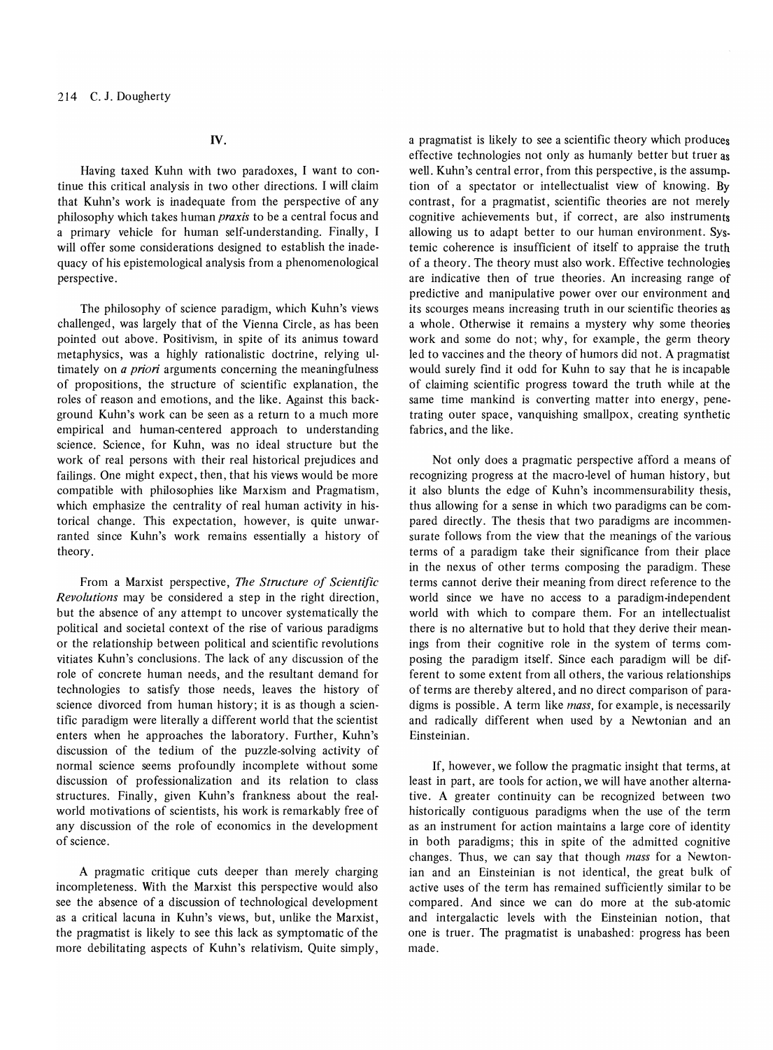## IV.

Having taxed Kuhn with two paradoxes, I want to continue this critical analysis in two other directions. I will claim that Kuhn's work is inadequate from the perspective of any philosophy which takes human *praxis* to be a central focus and a primary vehicle for human self-understanding. Finally, I will offer some considerations designed to establish the inadequacy of his epistemological analysis from a phenomenological perspective.

The philosophy of science paradigm, which Kuhn's views challenged, was largely that of the Vienna Circle, as has been pointed out above. Positivism, in spite of its animus toward metaphysics, was a highly rationalistic doctrine, relying ultimately on *a priori* arguments concerning the meaningfulness of propositions, the structure of scientific explanation, the roles of reason and emotions, and the like. Against this background Kuhn's work can be seen as a return to a much more empirical and human-centered approach to understanding science. Science, for Kuhn, was no ideal structure but the work of real persons with their real historical prejudices and failings. One might expect, then, that his views would be more compatible with philosophies like Marxism and Pragmatism, which emphasize the centrality of real human activity in historical change. This expectation, however, is quite unwarranted since Kuhn's work remains essentially a history of theory.

From a Marxist perspective, *The Structure of Scientific Revolutions* may be considered a step in the right direction, but the absence of any attempt to uncover systematically the political and societal context of the rise of various paradigms or the relationship between political and scientific revolutions vitiates Kuhn's conclusions. The lack of any discussion of the role of concrete human needs, and the resultant demand for technologies to satisfy those needs, leaves the history of science divorced from human history; it is as though a scientific paradigm were literally a different world that the scientist enters when he approaches the laboratory. Further, Kuhn's discussion of the tedium of the puzzle-solving activity of normal science seems profoundly incomplete without some discussion of professionalization and its relation to class structures. Finally, given Kuhn's frankness about the real-world motivations of scientists, his work is remarkably free of any discussion of the role of economics in the development of science.

A pragmatic critique cuts deeper than merely charging incompleteness. With the Marxist this perspective would also see the absence of a discussion of technological development as a critical lacuna in Kuhn's views, but, unlike the Marxist, the pragmatist is likely to see this lack as symptomatic of the more debilitating aspects of Kuhn's relativism. Quite simply, a pragmatist is likely to see a scientific theory which produces effective technologies not only as humanly better but truer as well. Kuhn's central error, from this perspective, is the assumption of a spectator or intellectualist view of knowing. By contrast, for a pragmatist, scientific theories are not merely cognitive achievements but, if correct, are also instruments allowing us to adapt better to our human environment. Systemic coherence is insufficient of itself to appraise the truth of a theory. The theory must also work. Effective technologies are indicative then of true theories. An increasing range of predictive and manipulative power over our environment and its scourges means increasing truth in our scientific theories as a whole. Otherwise it remains a mystery why some theories work and some do not; why, for example, the germ theory led to vaccines and the theory of humors did not. A pragmatist would surely find it odd for Kuhn to say that he is incapable of claiming scientific progress toward the truth while at the same time mankind is converting matter into energy, penetrating outer space, vanquishing smallpox, creating synthetic fabrics, and the like.

Not only does a pragmatic perspective afford a means of recognizing progress at the macro-level of human history, but it also blunts the edge of Kuhn's incommensurability thesis, thus allowing for a sense in which two paradigms can be compared directly. The thesis that two paradigms are incommensurate follows from the view that the meanings of the various terms of a paradigm take their significance from their place in the nexus of other terms composing the paradigm. These terms cannot derive their meaning from direct reference to the world since we have no access to a paradigm-independent world with which to compare them. For an intellectualist there is no alternative but to hold that they derive their meanings from their cognitive role in the system of terms composing the paradigm itself. Since each paradigm will be different to some extent from all others, the various relationships of terms are thereby altered, and no direct comparison of paradigms is possible. A term like *mass*, for example, is necessarily and radically different when used by a Newtonian and an Einsteinian.

If, however, we follow the pragmatic insight that terms, at least in part, are tools for action, we will have another alternative. A greater continuity can be recognized between two historically contiguous paradigms when the use of the term as an instrument for action maintains a large core of identity in both paradigms; this in spite of the admitted cognitive changes. Thus, we can say that though *mass* for a Newtonian and an Einsteinian is not identical, the great bulk of active uses of the term has remained sufficiently similar to be compared. And since we can do more at the sub-atomic and intergalactic levels with the Einsteinian notion, that one is truer. The pragmatist is unabashed: progress has been made.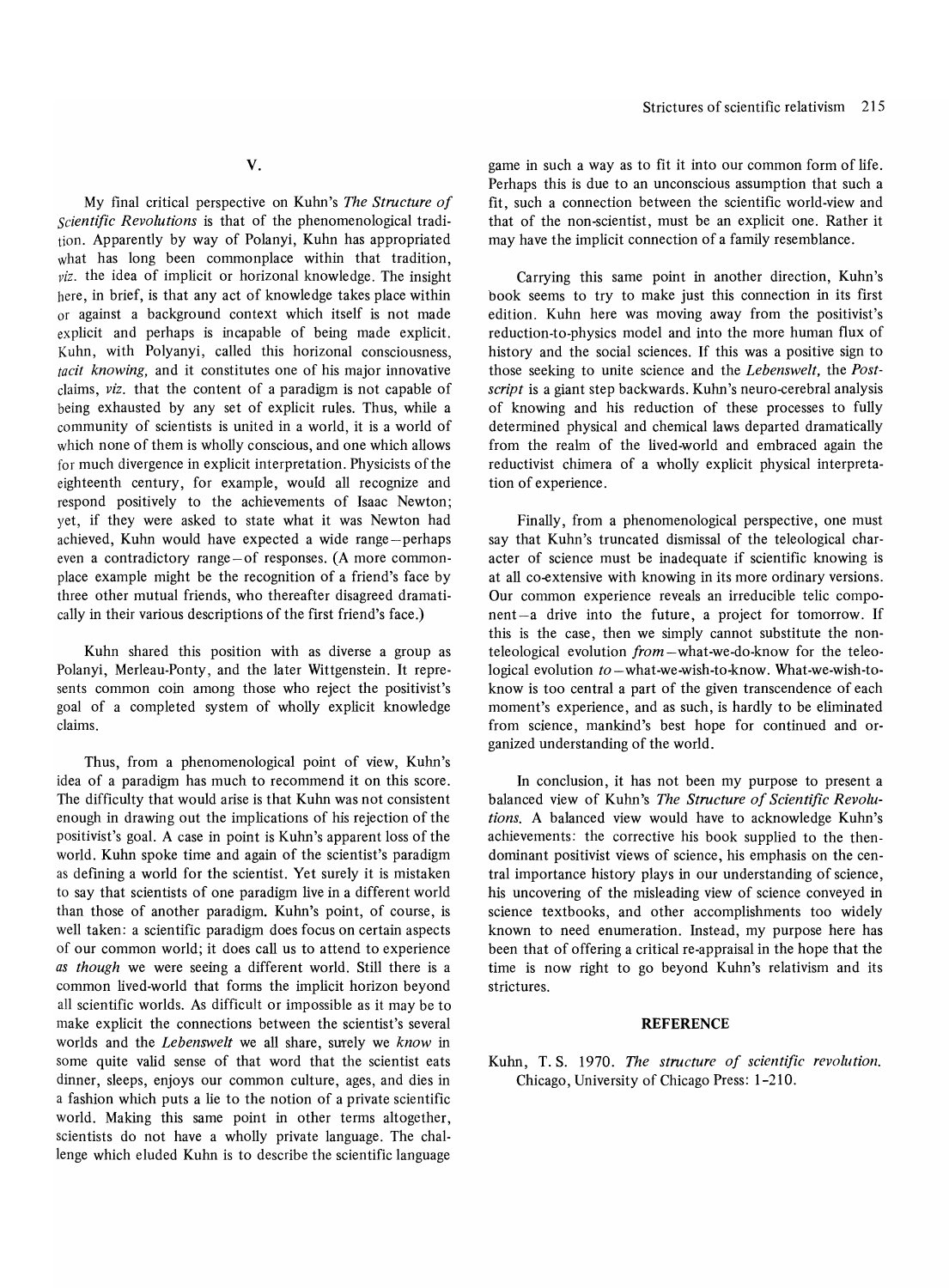## V.

My final critical perspective on Kuhn's *The Structure of Scientific Revolutions* is that of the phenomenological tradition. Apparently by way of Polanyi, Kuhn has appropriated what has long been commonplace within that tradition, *viz.* the idea of implicit or horizonal knowledge. The insight here, in brief, is that any act of knowledge takes place within or against a background context which itself is not made explicit and perhaps is incapable of being made explicit. Kuhn, with Polyanyi, called this horizonal consciousness, *tacit knowing,* and it constitutes one of his major innovative claims, *viz.* that the content of a paradigm is not capable of being exhausted by any set of explicit rules. Thus, while a community of scientists is united in a world, it is a world of which none of them is wholly conscious, and one which allows for much divergence in explicit interpretation. Physicists of the eighteenth century, for example, would all recognize and respond positively to the achievements of Isaac Newton; yet, if they were asked to state what it was Newton had achieved, Kuhn would have expected a wide range—perhaps even a contradictory range—of responses. (A more commonplace example might be the recognition of a friend's face by three other mutual friends, who thereafter disagreed dramatically in their various descriptions of the first friend's face.)

Kuhn shared this position with as diverse a group as Polanyi, Merleau-Ponty, and the later Wittgenstein. It represents common coin among those who reject the positivist's goal of a completed system of wholly explicit knowledge claims.

Thus, from a phenomenological point of view, Kuhn's idea of a paradigm has much to recommend it on this score. The difficulty that would arise is that Kuhn was not consistent enough in drawing out the implications of his rejection of the positivist's goal. A case in point is Kuhn's apparent loss of the world. Kuhn spoke time and again of the scientist's paradigm as defining a world for the scientist. Yet surely it is mistaken to say that scientists of one paradigm live in a different world than those of another paradigm. Kuhn's point, of course, is well taken: a scientific paradigm does focus on certain aspects of our common world; it does call us to attend to experience *as though* we were seeing a different world. Still there is a common lived-world that forms the implicit horizon beyond all scientific worlds. As difficult or impossible as it may be to make explicit the connections between the scientist's several worlds and the *Lebenswelt* we all share, surely we *know* in some quite valid sense of that word that the scientist eats dinner, sleeps, enjoys our common culture, ages, and dies in a fashion which puts a lie to the notion of a private scientific world. Making this same point in other terms altogether, scientists do not have a wholly private language. The challenge which eluded Kuhn is to describe the scientific language game in such a way as to fit it into our common form of life. Perhaps this is due to an unconscious assumption that such a fit, such a connection between the scientific world-view and that of the non-scientist, must be an explicit one. Rather it may have the implicit connection of a family resemblance.

Carrying this same point in another direction, Kuhn's book seems to try to make just this connection in its first edition. Kuhn here was moving away from the positivist's reduction-to-physics model and into the more human flux of history and the social sciences. If this was a positive sign to those seeking to unite science and the *Lebenswelt,* the *Postscript* is a giant step backwards. Kuhn's neuro-cerebral analysis of knowing and his reduction of these processes to fully determined physical and chemical laws departed dramatically from the realm of the lived-world and embraced again the reductivist chimera of a wholly explicit physical interpretation of experience.

Finally, from a phenomenological perspective, one must say that Kuhn's truncated dismissal of the teleological character of science must be inadequate if scientific knowing is at all co-extensive with knowing in its more ordinary versions. Our common experience reveals an irreducible telic component—a drive into the future, a project for tomorrow. If this is the case, then we simply cannot substitute the non-teleological evolution *from*—what-we-do-know for the teleological evolution *to*—what-we-wish-to-know. What-we-wish-to-know is too central a part of the given transcendence of each moment's experience, and as such, is hardly to be eliminated from science, mankind's best hope for continued and organized understanding of the world.

In conclusion, it has not been my purpose to present a balanced view of Kuhn's *The Structure of Scientific Revolutions.* A balanced view would have to acknowledge Kuhn's achievements: the corrective his book supplied to the then-dominant positivist views of science, his emphasis on the central importance history plays in our understanding of science, his uncovering of the misleading view of science conveyed in science textbooks, and other accomplishments too widely known to need enumeration. Instead, my purpose here has been that of offering a critical re-appraisal in the hope that the time is now right to go beyond Kuhn's relativism and its strictures.

## REFERENCE

Kuhn, T. S. 1970. *The structure of scientific revolution.* Chicago, University of Chicago Press: 1-210.